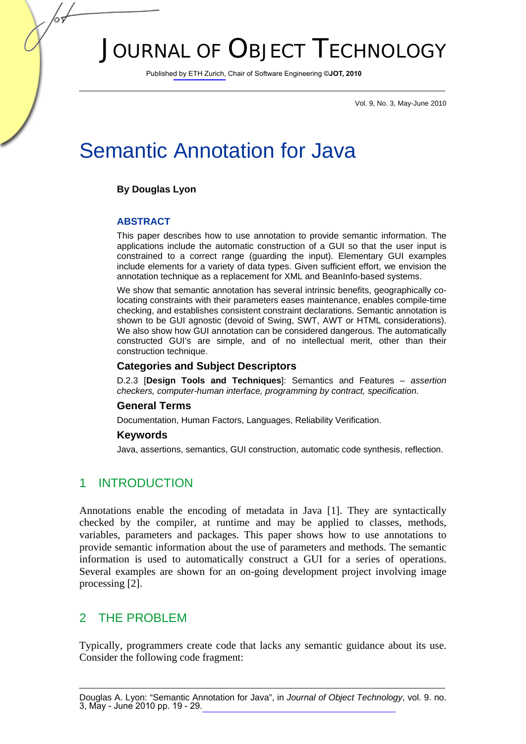# JOURNAL OF OBJECT TECHNOLOGY

Published by ETH Zurich, Chair of Software Engineering ©JOT, 2010

Vol. 9, No. 3, May-June 2010

# Semantic Annotation for Java

**By Douglas Lyon**

### ABSTRACT

This paper describes how to use annotation to provide semantic information. The applications include the automatic construction of a GUI so that the user input is constrained to a correct range (guarding the input). Elementary GUI examples include elements for a variety of data types. Given sufficient effort, we envision the annotation technique as a replacement for XML and BeanInfo-based systems.

We show that semantic annotation has several intrinsic benefits, geographically co-locating constraints with their parameters eases maintenance, enables compile-time checking, and establishes consistent constraint declarations. Semantic annotation is shown to be GUI agnostic (devoid of Swing, SWT, AWT or HTML considerations). We also show how GUI annotation can be considered dangerous. The automatically constructed GUI's are simple, and of no intellectual merit, other than their construction technique.

### Categories and Subject Descriptors

D.2.3 [**Design Tools and Techniques**]: Semantics and Features – *assertion checkers, computer-human interface, programming by contract, specification.*

### General Terms

Documentation, Human Factors, Languages, Reliability Verification.

### Keywords

Java, assertions, semantics, GUI construction, automatic code synthesis, reflection.

## 1 INTRODUCTION

Annotations enable the encoding of metadata in Java [1]. They are syntactically checked by the compiler, at runtime and may be applied to classes, methods, variables, parameters and packages. This paper shows how to use annotations to provide semantic information about the use of parameters and methods. The semantic information is used to automatically construct a GUI for a series of operations. Several examples are shown for an on-going development project involving image processing [2].

## 2 THE PROBLEM

Typically, programmers create code that lacks any semantic guidance about its use. Consider the following code fragment:

Douglas A. Lyon: "Semantic Annotation for Java", in *Journal of Object Technology*, vol. 9. no. 3, May - June 2010 pp. 19 - 29.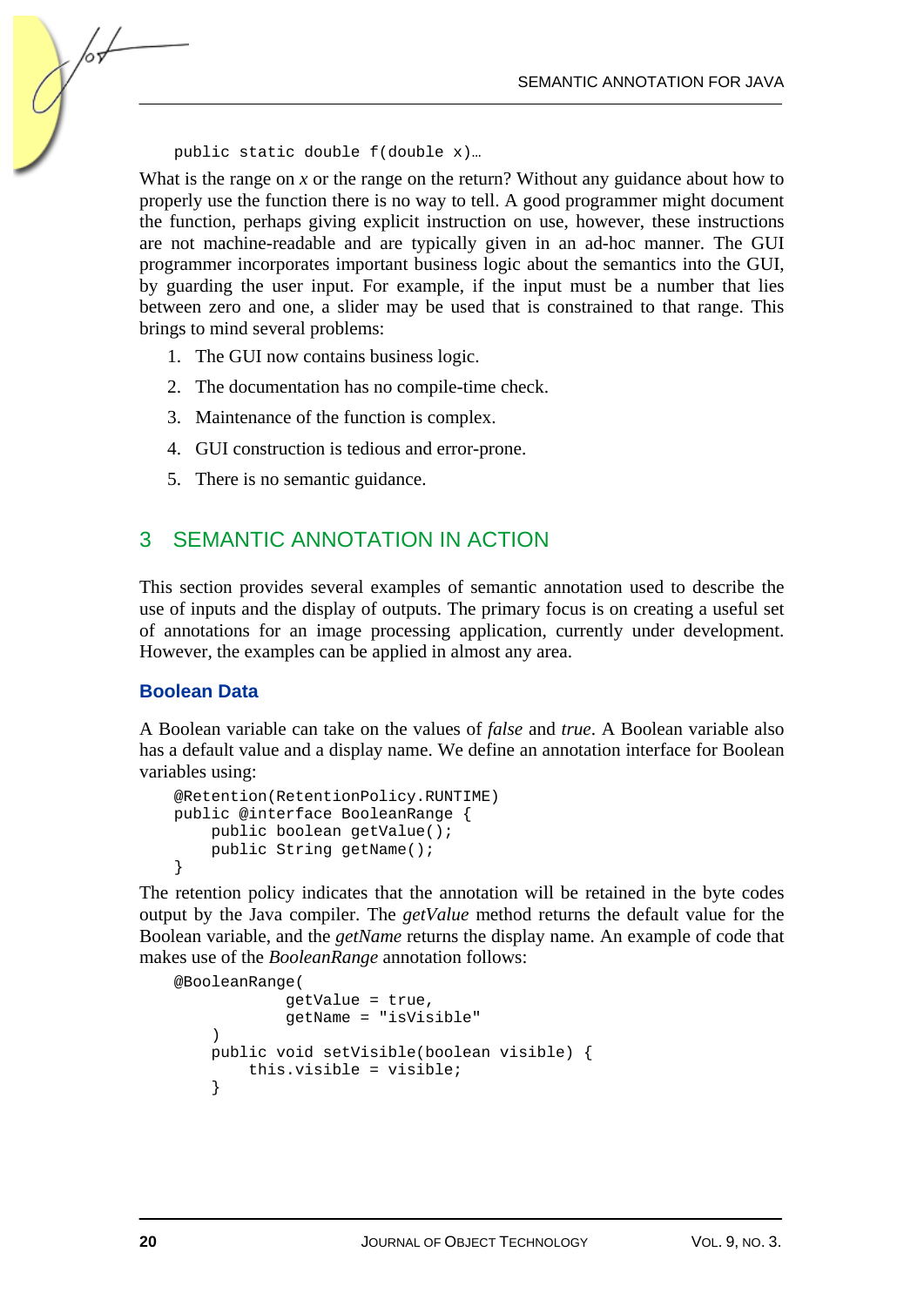```
public static double f(double x)…
```

What is the range on *x* or the range on the return? Without any guidance about how to properly use the function there is no way to tell. A good programmer might document the function, perhaps giving explicit instruction on use, however, these instructions are not machine-readable and are typically given in an ad-hoc manner. The GUI programmer incorporates important business logic about the semantics into the GUI, by guarding the user input. For example, if the input must be a number that lies between zero and one, a slider may be used that is constrained to that range. This brings to mind several problems:

1. The GUI now contains business logic.
2. The documentation has no compile-time check.
3. Maintenance of the function is complex.
4. GUI construction is tedious and error-prone.
5. There is no semantic guidance.

## 3 SEMANTIC ANNOTATION IN ACTION

This section provides several examples of semantic annotation used to describe the use of inputs and the display of outputs. The primary focus is on creating a useful set of annotations for an image processing application, currently under development. However, the examples can be applied in almost any area.

### Boolean Data

A Boolean variable can take on the values of *false* and *true*. A Boolean variable also has a default value and a display name. We define an annotation interface for Boolean variables using:

```
@Retention(RetentionPolicy.RUNTIME)
public @interface BooleanRange {
    public boolean getValue();
    public String getName();
}
```

The retention policy indicates that the annotation will be retained in the byte codes output by the Java compiler. The *getValue* method returns the default value for the Boolean variable, and the *getName* returns the display name. An example of code that makes use of the *BooleanRange* annotation follows:

```
@BooleanRange(
            getValue = true,
            getName = "isVisible"
    )
    public void setVisible(boolean visible) {
        this.visible = visible;
    }
```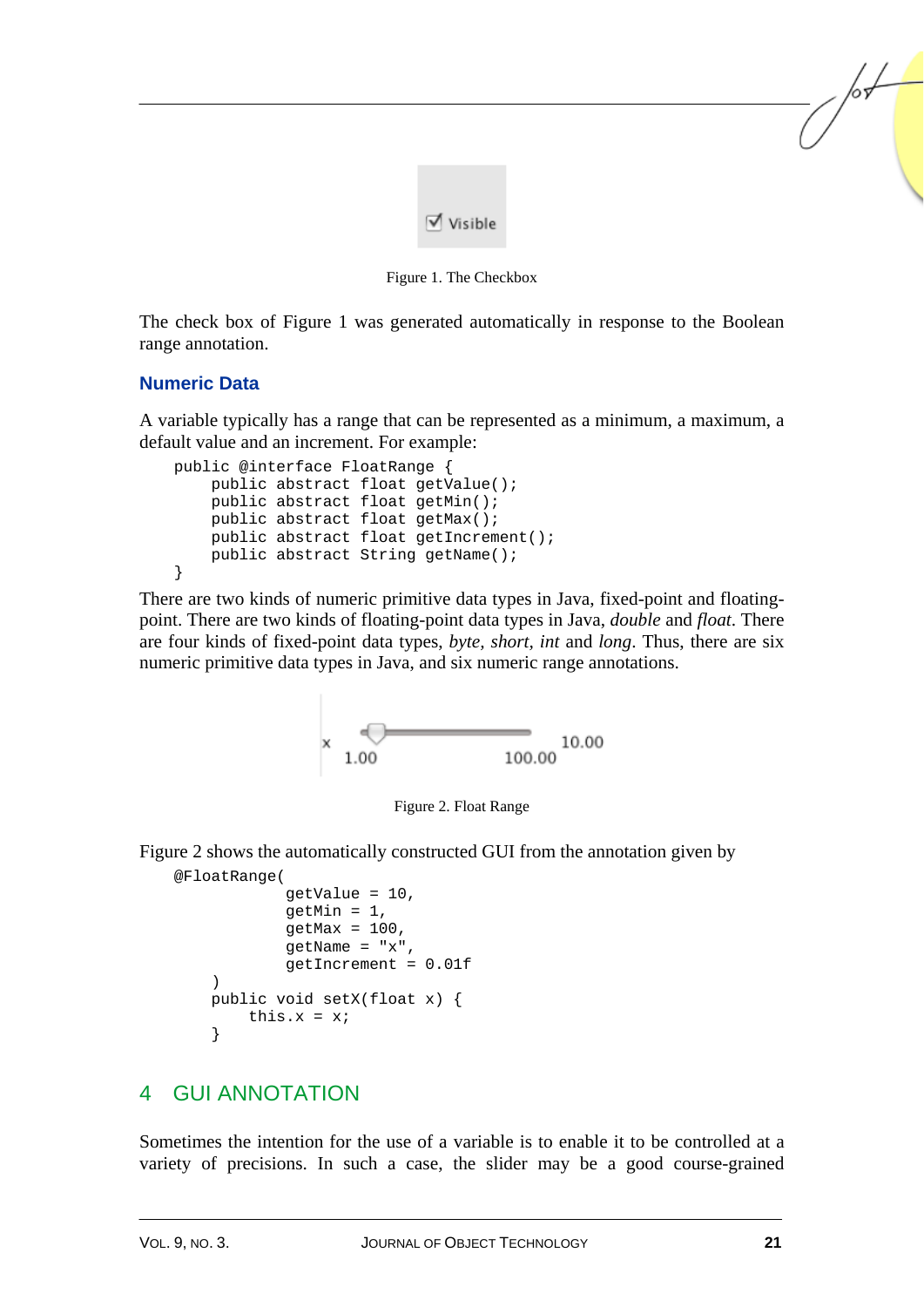Figure 1. The Checkbox

The check box of Figure 1 was generated automatically in response to the Boolean range annotation.

### Numeric Data

A variable typically has a range that can be represented as a minimum, a maximum, a default value and an increment. For example:

```
public @interface FloatRange {
    public abstract float getValue();
    public abstract float getMin();
    public abstract float getMax();
    public abstract float getIncrement();
    public abstract String getName();
}
```

There are two kinds of numeric primitive data types in Java, fixed-point and floating-point. There are two kinds of floating-point data types in Java, *double* and *float*. There are four kinds of fixed-point data types, *byte*, *short*, *int* and *long*. Thus, there are six numeric primitive data types in Java, and six numeric range annotations.

Figure 2. Float Range

Figure 2 shows the automatically constructed GUI from the annotation given by

```
@FloatRange(
            getValue = 10,
            getMin = 1,
            getMax = 100,
            getName = "x",
            getIncrement = 0.01f
    )
    public void setX(float x) {
        this.x = x;
    }
```

## 4 GUI ANNOTATION

Sometimes the intention for the use of a variable is to enable it to be controlled at a variety of precisions. In such a case, the slider may be a good course-grained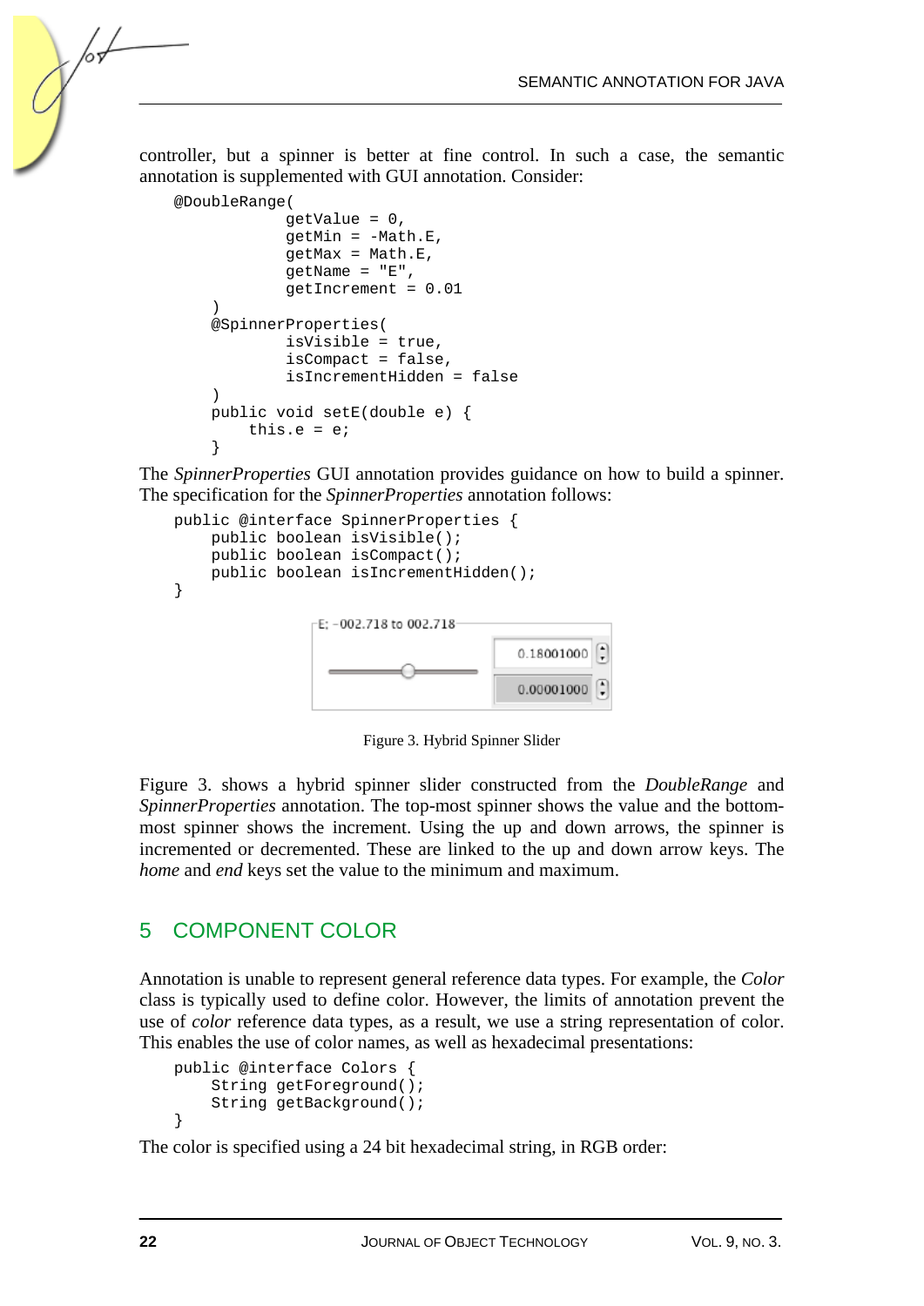controller, but a spinner is better at fine control. In such a case, the semantic annotation is supplemented with GUI annotation. Consider:

```
@DoubleRange(
            getValue = 0,
            getMin = -Math.E,
            getMax = Math.E,
            getName = "E",
            getIncrement = 0.01
    )
    @SpinnerProperties(
            isVisible = true,
            isCompact = false,
            isIncrementHidden = false
    )
    public void setE(double e) {
        this.e = e;
    }
```

The *SpinnerProperties* GUI annotation provides guidance on how to build a spinner. The specification for the *SpinnerProperties* annotation follows:

```
public @interface SpinnerProperties {
    public boolean isVisible();
    public boolean isCompact();
    public boolean isIncrementHidden();
}
```

Figure 3. Hybrid Spinner Slider

Figure 3. shows a hybrid spinner slider constructed from the *DoubleRange* and *SpinnerProperties* annotation. The top-most spinner shows the value and the bottom-most spinner shows the increment. Using the up and down arrows, the spinner is incremented or decremented. These are linked to the up and down arrow keys. The *home* and *end* keys set the value to the minimum and maximum.

## 5 COMPONENT COLOR

Annotation is unable to represent general reference data types. For example, the *Color* class is typically used to define color. However, the limits of annotation prevent the use of *color* reference data types, as a result, we use a string representation of color. This enables the use of color names, as well as hexadecimal presentations:

```
public @interface Colors {
    String getForeground();
    String getBackground();
}
```

The color is specified using a 24 bit hexadecimal string, in RGB order: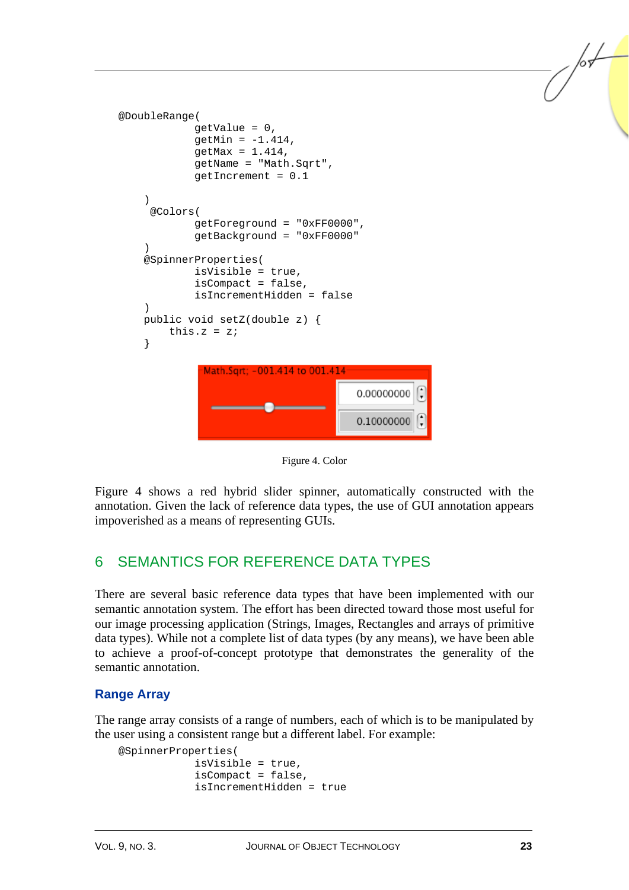```
@DoubleRange(
            getValue = 0,
            getMin = -1.414,
            getMax = 1.414,
            getName = "Math.Sqrt",
            getIncrement = 0.1

    )
     @Colors(
            getForeground = "0xFF0000",
            getBackground = "0xFF0000"
    )
    @SpinnerProperties(
            isVisible = true,
            isCompact = false,
            isIncrementHidden = false
    )
    public void setZ(double z) {
        this.z = z;
    }
```

Figure 4. Color

Figure 4 shows a red hybrid slider spinner, automatically constructed with the annotation. Given the lack of reference data types, the use of GUI annotation appears impoverished as a means of representing GUIs.

## 6 SEMANTICS FOR REFERENCE DATA TYPES

There are several basic reference data types that have been implemented with our semantic annotation system. The effort has been directed toward those most useful for our image processing application (Strings, Images, Rectangles and arrays of primitive data types). While not a complete list of data types (by any means), we have been able to achieve a proof-of-concept prototype that demonstrates the generality of the semantic annotation.

### Range Array

The range array consists of a range of numbers, each of which is to be manipulated by the user using a consistent range but a different label. For example:

```
@SpinnerProperties(
            isVisible = true,
            isCompact = false,
            isIncrementHidden = true
```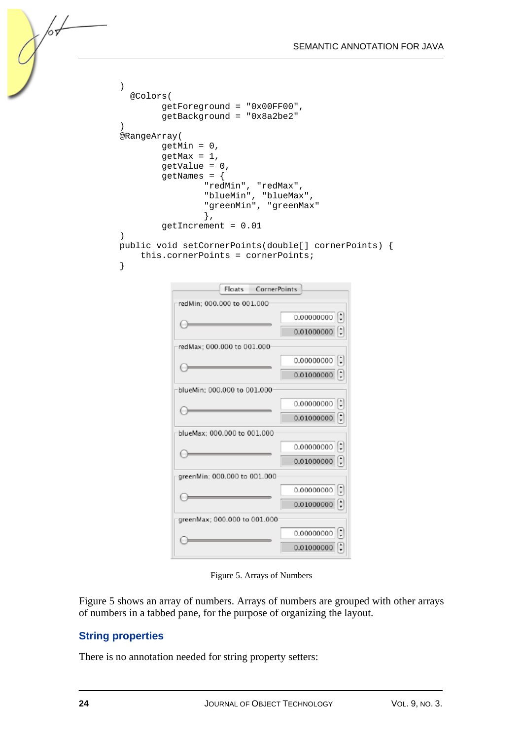```
)
  @Colors(
        getForeground = "0x00FF00",
        getBackground = "0x8a2be2"
)
@RangeArray(
        getMin = 0,
        getMax = 1,
        getValue = 0,
        getNames = {
                "redMin", "redMax",
                "blueMin", "blueMax",
                "greenMin", "greenMax"
                },
        getIncrement = 0.01
)
public void setCornerPoints(double[] cornerPoints) {
    this.cornerPoints = cornerPoints;
}
```

Figure 5. Arrays of Numbers

Figure 5 shows an array of numbers. Arrays of numbers are grouped with other arrays of numbers in a tabbed pane, for the purpose of organizing the layout.

## String properties

There is no annotation needed for string property setters: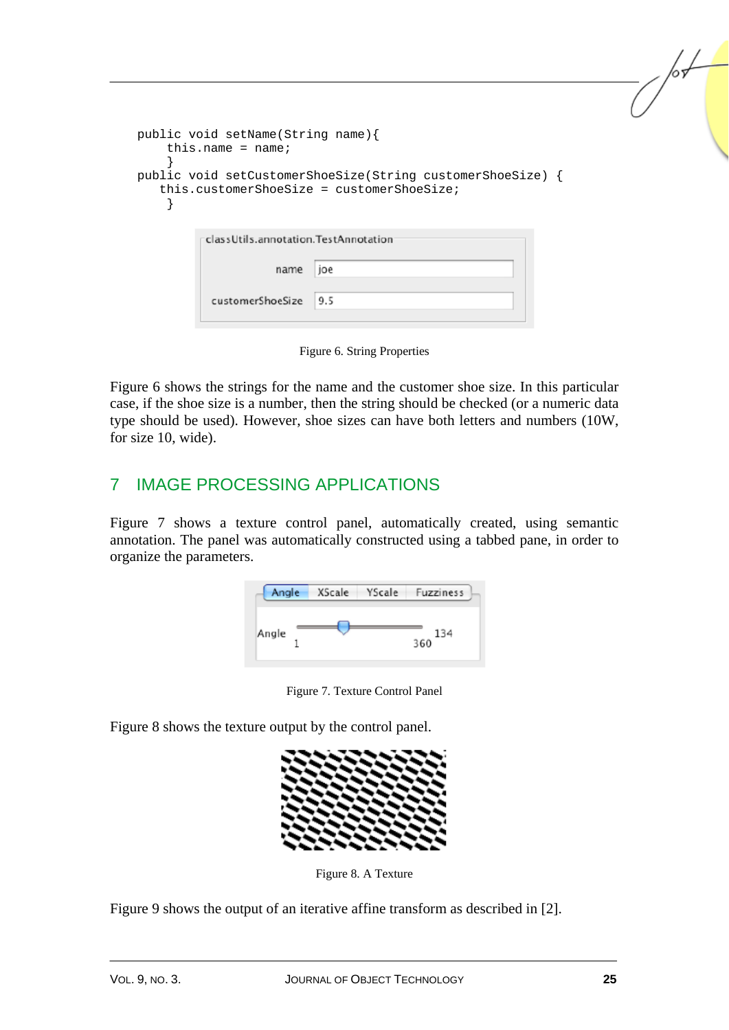```
public void setName(String name){
    this.name = name;
    }
public void setCustomerShoeSize(String customerShoeSize) {
   this.customerShoeSize = customerShoeSize;
    }
```

Figure 6. String Properties

Figure 6 shows the strings for the name and the customer shoe size. In this particular case, if the shoe size is a number, then the string should be checked (or a numeric data type should be used). However, shoe sizes can have both letters and numbers (10W, for size 10, wide).

## 7 IMAGE PROCESSING APPLICATIONS

Figure 7 shows a texture control panel, automatically created, using semantic annotation. The panel was automatically constructed using a tabbed pane, in order to organize the parameters.

Figure 7. Texture Control Panel

Figure 8 shows the texture output by the control panel.

Figure 8. A Texture

Figure 9 shows the output of an iterative affine transform as described in [2].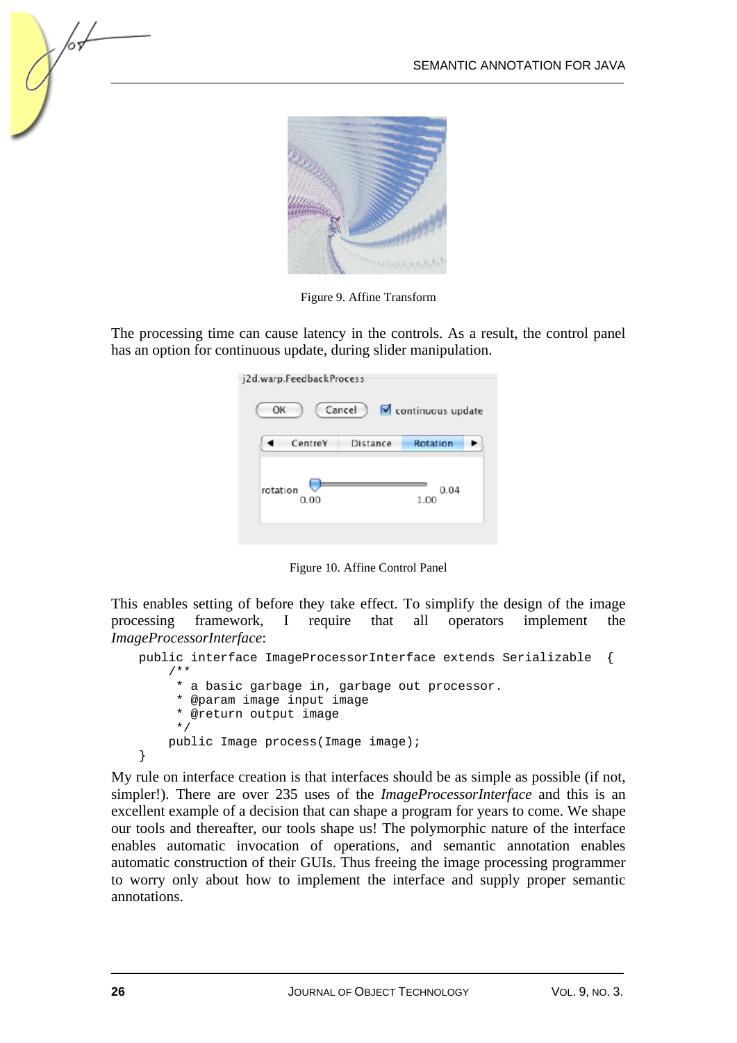Figure 9. Affine Transform

The processing time can cause latency in the controls. As a result, the control panel has an option for continuous update, during slider manipulation.

Figure 10. Affine Control Panel

This enables setting of before they take effect. To simplify the design of the image processing framework, I require that all operators implement the *ImageProcessorInterface*:

```
public interface ImageProcessorInterface extends Serializable  {
    /**
     * a basic garbage in, garbage out processor.
     * @param image input image
     * @return output image
     */
    public Image process(Image image);
}
```

My rule on interface creation is that interfaces should be as simple as possible (if not, simpler!). There are over 235 uses of the *ImageProcessorInterface* and this is an excellent example of a decision that can shape a program for years to come. We shape our tools and thereafter, our tools shape us! The polymorphic nature of the interface enables automatic invocation of operations, and semantic annotation enables automatic construction of their GUIs. Thus freeing the image processing programmer to worry only about how to implement the interface and supply proper semantic annotations.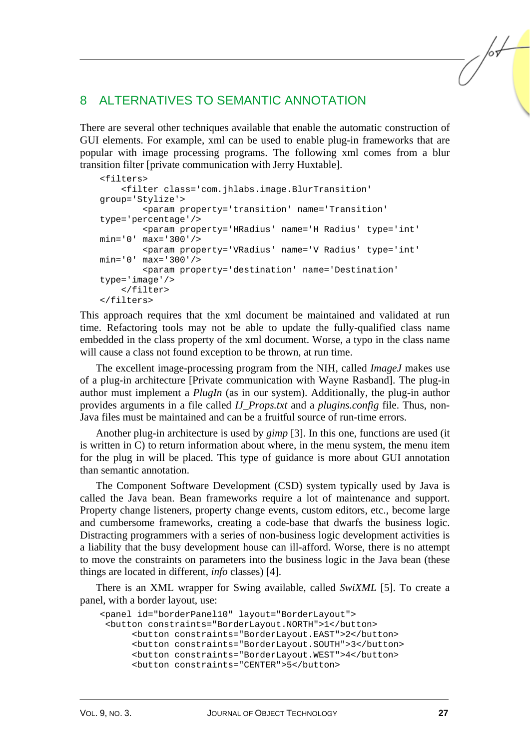## 8 ALTERNATIVES TO SEMANTIC ANNOTATION

There are several other techniques available that enable the automatic construction of GUI elements. For example, xml can be used to enable plug-in frameworks that are popular with image processing programs. The following xml comes from a blur transition filter [private communication with Jerry Huxtable].

```
<filters>
    <filter class='com.jhlabs.image.BlurTransition'
group='Stylize'>
        <param property='transition' name='Transition'
type='percentage'/>
        <param property='HRadius' name='H Radius' type='int'
min='0' max='300'/>
        <param property='VRadius' name='V Radius' type='int'
min='0' max='300'/>
        <param property='destination' name='Destination'
type='image'/>
    </filter>
</filters>
```

This approach requires that the xml document be maintained and validated at run time. Refactoring tools may not be able to update the fully-qualified class name embedded in the class property of the xml document. Worse, a typo in the class name will cause a class not found exception to be thrown, at run time.

The excellent image-processing program from the NIH, called *ImageJ* makes use of a plug-in architecture [Private communication with Wayne Rasband]. The plug-in author must implement a *PlugIn* (as in our system). Additionally, the plug-in author provides arguments in a file called *IJ_Props.txt* and a *plugins.config* file. Thus, non-Java files must be maintained and can be a fruitful source of run-time errors.

Another plug-in architecture is used by *gimp* [3]. In this one, functions are used (it is written in C) to return information about where, in the menu system, the menu item for the plug in will be placed. This type of guidance is more about GUI annotation than semantic annotation.

The Component Software Development (CSD) system typically used by Java is called the Java bean. Bean frameworks require a lot of maintenance and support. Property change listeners, property change events, custom editors, etc., become large and cumbersome frameworks, creating a code-base that dwarfs the business logic. Distracting programmers with a series of non-business logic development activities is a liability that the busy development house can ill-afford. Worse, there is no attempt to move the constraints on parameters into the business logic in the Java bean (these things are located in different, *info* classes) [4].

There is an XML wrapper for Swing available, called *SwiXML* [5]. To create a panel, with a border layout, use:

```
<panel id="borderPanel10" layout="BorderLayout">
 <button constraints="BorderLayout.NORTH">1</button>
      <button constraints="BorderLayout.EAST">2</button>
      <button constraints="BorderLayout.SOUTH">3</button>
      <button constraints="BorderLayout.WEST">4</button>
      <button constraints="CENTER">5</button>
```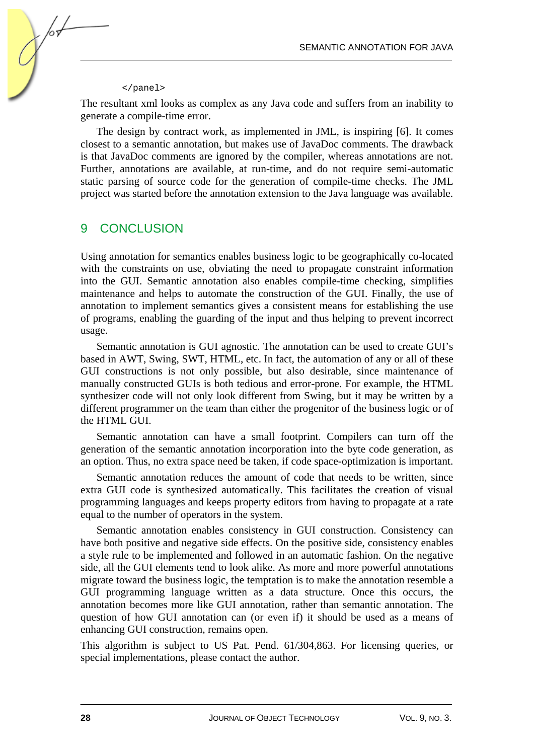```
</panel>
```

The resultant xml looks as complex as any Java code and suffers from an inability to generate a compile-time error.

The design by contract work, as implemented in JML, is inspiring [6]. It comes closest to a semantic annotation, but makes use of JavaDoc comments. The drawback is that JavaDoc comments are ignored by the compiler, whereas annotations are not. Further, annotations are available, at run-time, and do not require semi-automatic static parsing of source code for the generation of compile-time checks. The JML project was started before the annotation extension to the Java language was available.

## 9 CONCLUSION

Using annotation for semantics enables business logic to be geographically co-located with the constraints on use, obviating the need to propagate constraint information into the GUI. Semantic annotation also enables compile-time checking, simplifies maintenance and helps to automate the construction of the GUI. Finally, the use of annotation to implement semantics gives a consistent means for establishing the use of programs, enabling the guarding of the input and thus helping to prevent incorrect usage.

Semantic annotation is GUI agnostic. The annotation can be used to create GUI's based in AWT, Swing, SWT, HTML, etc. In fact, the automation of any or all of these GUI constructions is not only possible, but also desirable, since maintenance of manually constructed GUIs is both tedious and error-prone. For example, the HTML synthesizer code will not only look different from Swing, but it may be written by a different programmer on the team than either the progenitor of the business logic or of the HTML GUI.

Semantic annotation can have a small footprint. Compilers can turn off the generation of the semantic annotation incorporation into the byte code generation, as an option. Thus, no extra space need be taken, if code space-optimization is important.

Semantic annotation reduces the amount of code that needs to be written, since extra GUI code is synthesized automatically. This facilitates the creation of visual programming languages and keeps property editors from having to propagate at a rate equal to the number of operators in the system.

Semantic annotation enables consistency in GUI construction. Consistency can have both positive and negative side effects. On the positive side, consistency enables a style rule to be implemented and followed in an automatic fashion. On the negative side, all the GUI elements tend to look alike. As more and more powerful annotations migrate toward the business logic, the temptation is to make the annotation resemble a GUI programming language written as a data structure. Once this occurs, the annotation becomes more like GUI annotation, rather than semantic annotation. The question of how GUI annotation can (or even if) it should be used as a means of enhancing GUI construction, remains open.

This algorithm is subject to US Pat. Pend. 61/304,863. For licensing queries, or special implementations, please contact the author.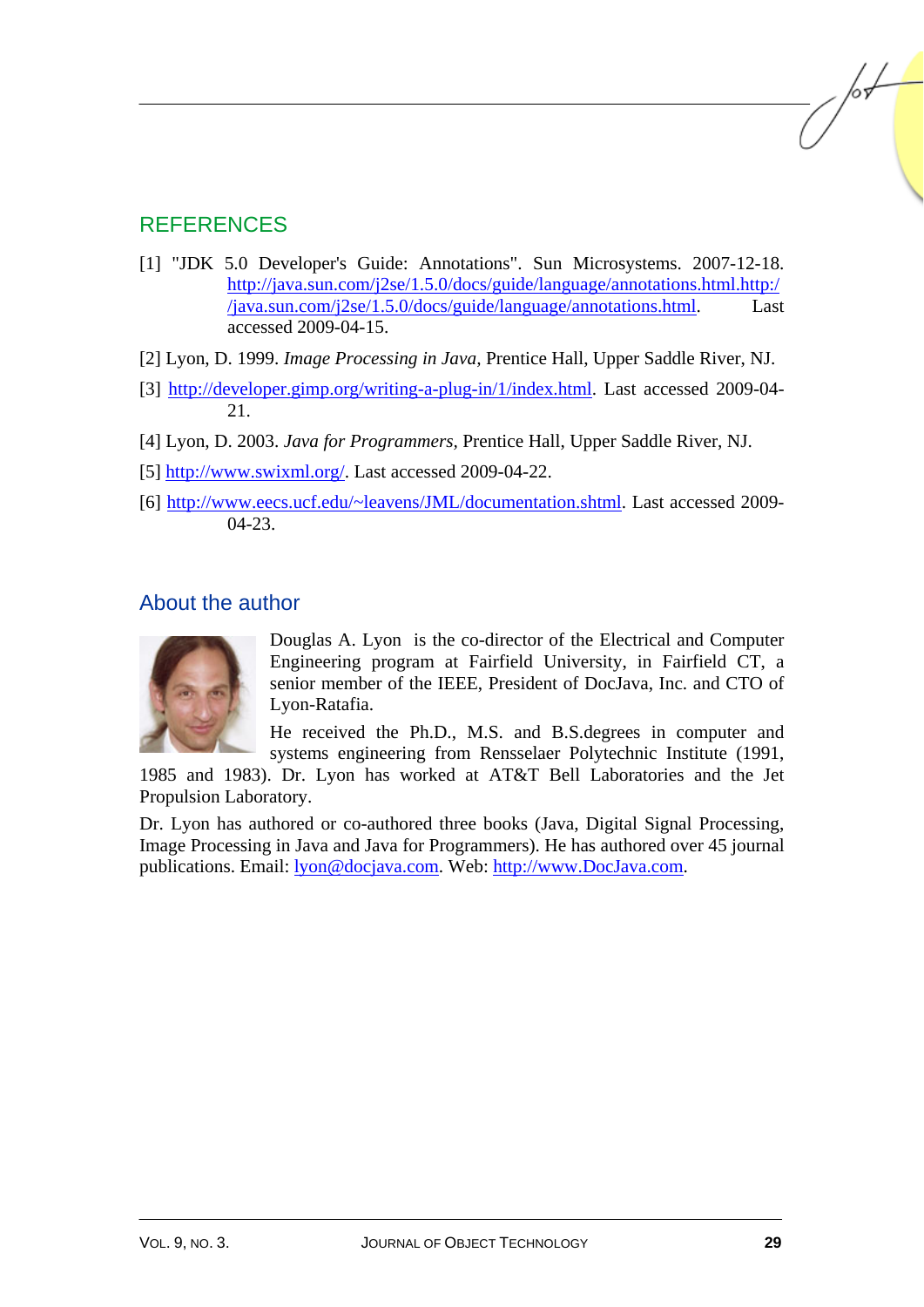## REFERENCES

[1] "JDK 5.0 Developer's Guide: Annotations". Sun Microsystems. 2007-12-18. http://java.sun.com/j2se/1.5.0/docs/guide/language/annotations.html.http://java.sun.com/j2se/1.5.0/docs/guide/language/annotations.html. Last accessed 2009-04-15.

[2] Lyon, D. 1999. *Image Processing in Java*, Prentice Hall, Upper Saddle River, NJ.

[3] http://developer.gimp.org/writing-a-plug-in/1/index.html. Last accessed 2009-04-21.

[4] Lyon, D. 2003. *Java for Programmers*, Prentice Hall, Upper Saddle River, NJ.

[5] http://www.swixml.org/. Last accessed 2009-04-22.

[6] http://www.eecs.ucf.edu/~leavens/JML/documentation.shtml. Last accessed 2009-04-23.

## About the author

Douglas A. Lyon is the co-director of the Electrical and Computer Engineering program at Fairfield University, in Fairfield CT, a senior member of the IEEE, President of DocJava, Inc. and CTO of Lyon-Ratafia.

He received the Ph.D., M.S. and B.S.degrees in computer and systems engineering from Rensselaer Polytechnic Institute (1991, 1985 and 1983). Dr. Lyon has worked at AT&T Bell Laboratories and the Jet Propulsion Laboratory.

Dr. Lyon has authored or co-authored three books (Java, Digital Signal Processing, Image Processing in Java and Java for Programmers). He has authored over 45 journal publications. Email: lyon@docjava.com. Web: http://www.DocJava.com.